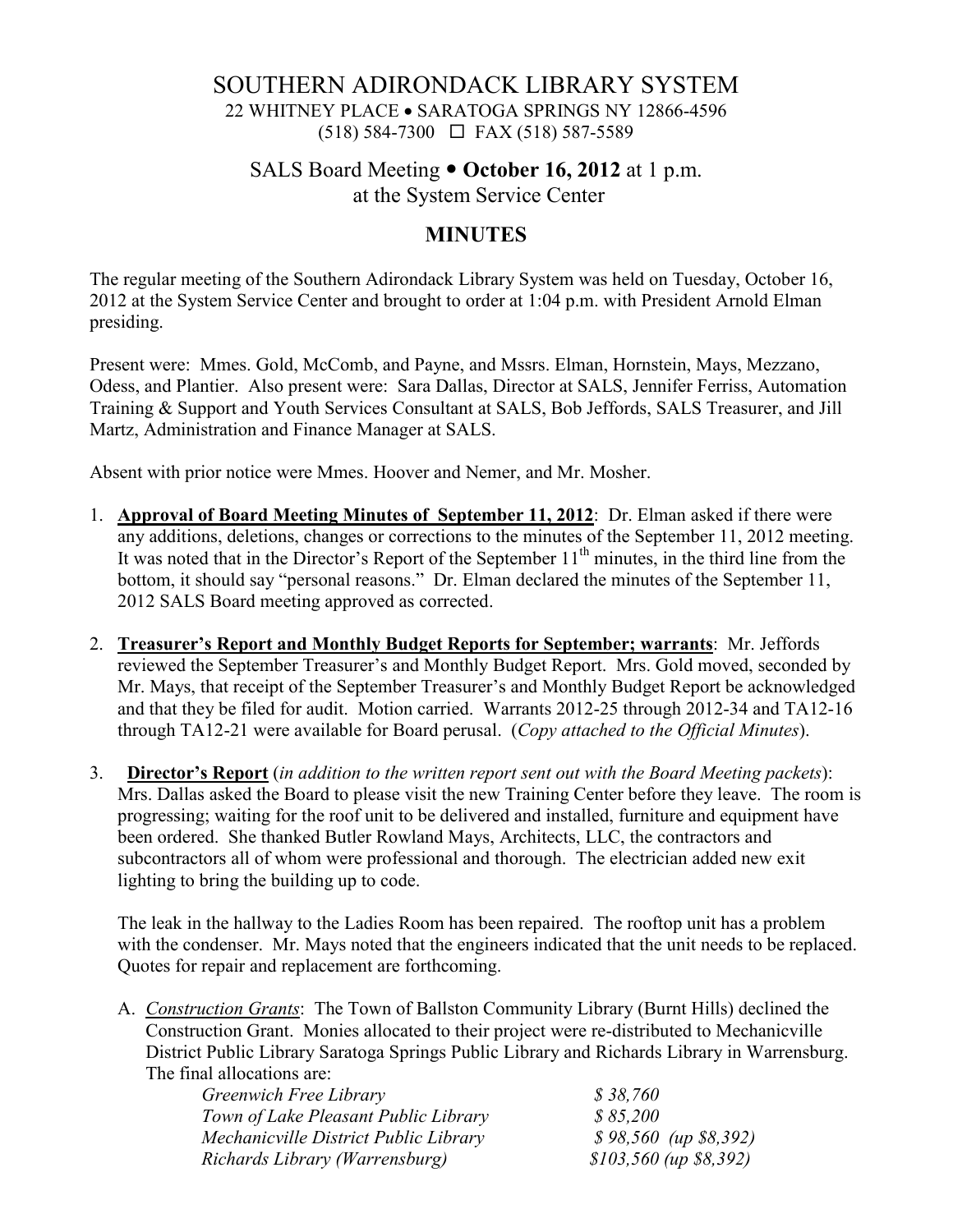# SOUTHERN ADIRONDACK LIBRARY SYSTEM

22 WHITNEY PLACE • SARATOGA SPRINGS NY 12866-4596
(518) 584-7300 □ FAX (518) 587-5589

## SALS Board Meeting • **October 16, 2012** at 1 p.m.
at the System Service Center

## MINUTES

The regular meeting of the Southern Adirondack Library System was held on Tuesday, October 16, 2012 at the System Service Center and brought to order at 1:04 p.m. with President Arnold Elman presiding.

Present were: Mmes. Gold, McComb, and Payne, and Mssrs. Elman, Hornstein, Mays, Mezzano, Odess, and Plantier. Also present were: Sara Dallas, Director at SALS, Jennifer Ferriss, Automation Training & Support and Youth Services Consultant at SALS, Bob Jeffords, SALS Treasurer, and Jill Martz, Administration and Finance Manager at SALS.

Absent with prior notice were Mmes. Hoover and Nemer, and Mr. Mosher.

1. **Approval of Board Meeting Minutes of September 11, 2012**: Dr. Elman asked if there were any additions, deletions, changes or corrections to the minutes of the September 11, 2012 meeting. It was noted that in the Director's Report of the September 11th minutes, in the third line from the bottom, it should say "personal reasons." Dr. Elman declared the minutes of the September 11, 2012 SALS Board meeting approved as corrected.

2. **Treasurer's Report and Monthly Budget Reports for September; warrants**: Mr. Jeffords reviewed the September Treasurer's and Monthly Budget Report. Mrs. Gold moved, seconded by Mr. Mays, that receipt of the September Treasurer's and Monthly Budget Report be acknowledged and that they be filed for audit. Motion carried. Warrants 2012-25 through 2012-34 and TA12-16 through TA12-21 were available for Board perusal. (*Copy attached to the Official Minutes*).

3. **Director's Report** (*in addition to the written report sent out with the Board Meeting packets*): Mrs. Dallas asked the Board to please visit the new Training Center before they leave. The room is progressing; waiting for the roof unit to be delivered and installed, furniture and equipment have been ordered. She thanked Butler Rowland Mays, Architects, LLC, the contractors and subcontractors all of whom were professional and thorough. The electrician added new exit lighting to bring the building up to code.

   The leak in the hallway to the Ladies Room has been repaired. The rooftop unit has a problem with the condenser. Mr. Mays noted that the engineers indicated that the unit needs to be replaced. Quotes for repair and replacement are forthcoming.

   A. *Construction Grants*: The Town of Ballston Community Library (Burnt Hills) declined the Construction Grant. Monies allocated to their project were re-distributed to Mechanicville District Public Library Saratoga Springs Public Library and Richards Library in Warrensburg. The final allocations are:

| | |
|---|---|
| *Greenwich Free Library* | *$ 38,760* |
| *Town of Lake Pleasant Public Library* | *$ 85,200* |
| *Mechanicville District Public Library* | *$ 98,560 (up $8,392)* |
| *Richards Library (Warrensburg)* | *$103,560 (up $8,392)* |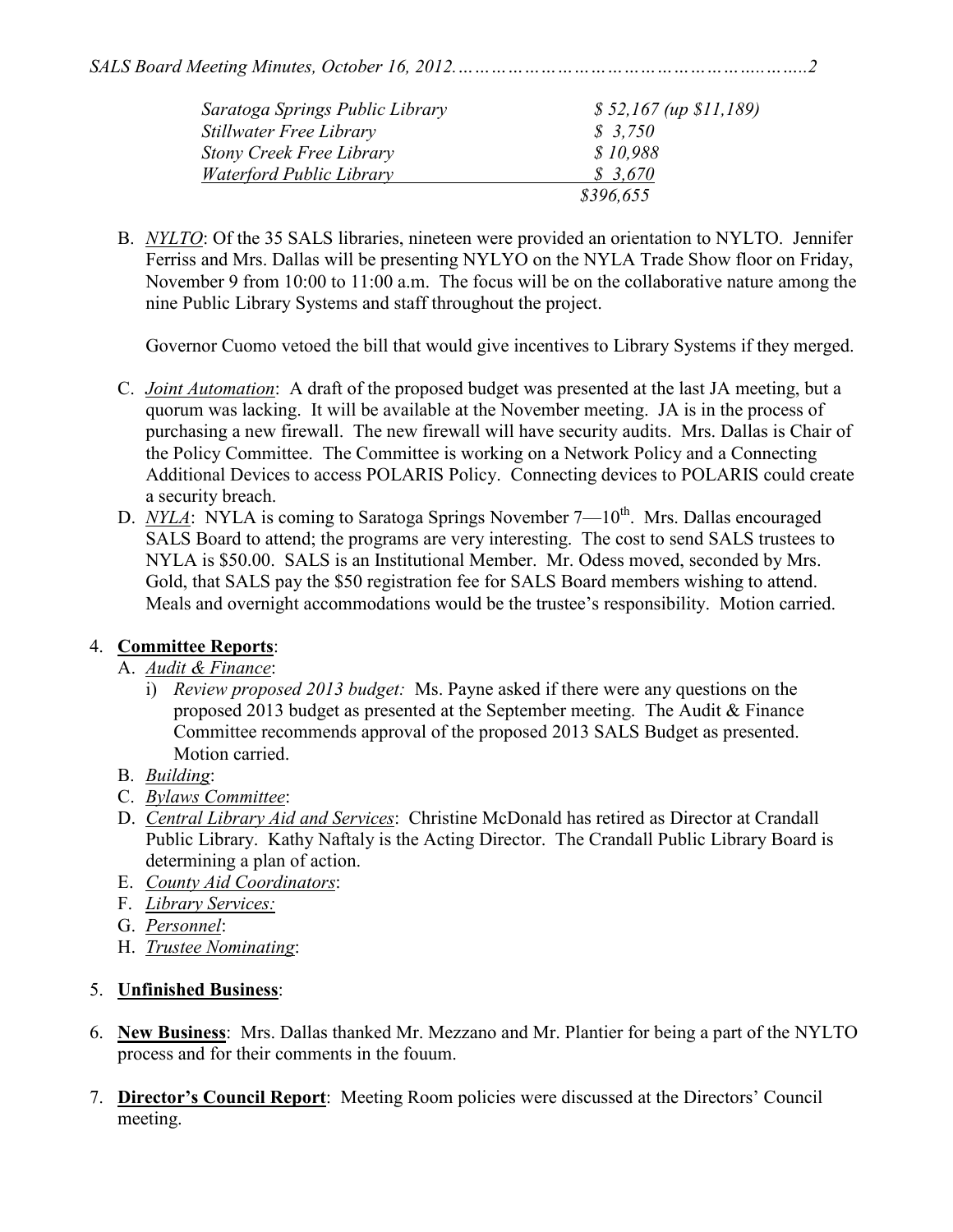| | |
|---|---|
| *Saratoga Springs Public Library* | *$ 52,167 (up $11,189)* |
| *Stillwater Free Library* | *$ 3,750* |
| *Stony Creek Free Library* | *$ 10,988* |
| *Waterford Public Library* | *$ 3,670* |
| | *$396,655* |

B. *NYLTO*: Of the 35 SALS libraries, nineteen were provided an orientation to NYLTO. Jennifer Ferriss and Mrs. Dallas will be presenting NYLYO on the NYLA Trade Show floor on Friday, November 9 from 10:00 to 11:00 a.m. The focus will be on the collaborative nature among the nine Public Library Systems and staff throughout the project.

   Governor Cuomo vetoed the bill that would give incentives to Library Systems if they merged.

C. *Joint Automation*: A draft of the proposed budget was presented at the last JA meeting, but a quorum was lacking. It will be available at the November meeting. JA is in the process of purchasing a new firewall. The new firewall will have security audits. Mrs. Dallas is Chair of the Policy Committee. The Committee is working on a Network Policy and a Connecting Additional Devices to access POLARIS Policy. Connecting devices to POLARIS could create a security breach.

D. *NYLA*: NYLA is coming to Saratoga Springs November 7—10th. Mrs. Dallas encouraged SALS Board to attend; the programs are very interesting. The cost to send SALS trustees to NYLA is $50.00. SALS is an Institutional Member. Mr. Odess moved, seconded by Mrs. Gold, that SALS pay the $50 registration fee for SALS Board members wishing to attend. Meals and overnight accommodations would be the trustee's responsibility. Motion carried.

4. **Committee Reports**:
   A. *Audit & Finance*:
      i) *Review proposed 2013 budget:* Ms. Payne asked if there were any questions on the proposed 2013 budget as presented at the September meeting. The Audit & Finance Committee recommends approval of the proposed 2013 SALS Budget as presented. Motion carried.
   B. *Building*:
   C. *Bylaws Committee*:
   D. *Central Library Aid and Services*: Christine McDonald has retired as Director at Crandall Public Library. Kathy Naftaly is the Acting Director. The Crandall Public Library Board is determining a plan of action.
   E. *County Aid Coordinators*:
   F. *Library Services:*
   G. *Personnel*:
   H. *Trustee Nominating*:

5. **Unfinished Business**:

6. **New Business**: Mrs. Dallas thanked Mr. Mezzano and Mr. Plantier for being a part of the NYLTO process and for their comments in the fouum.

7. **Director's Council Report**: Meeting Room policies were discussed at the Directors' Council meeting.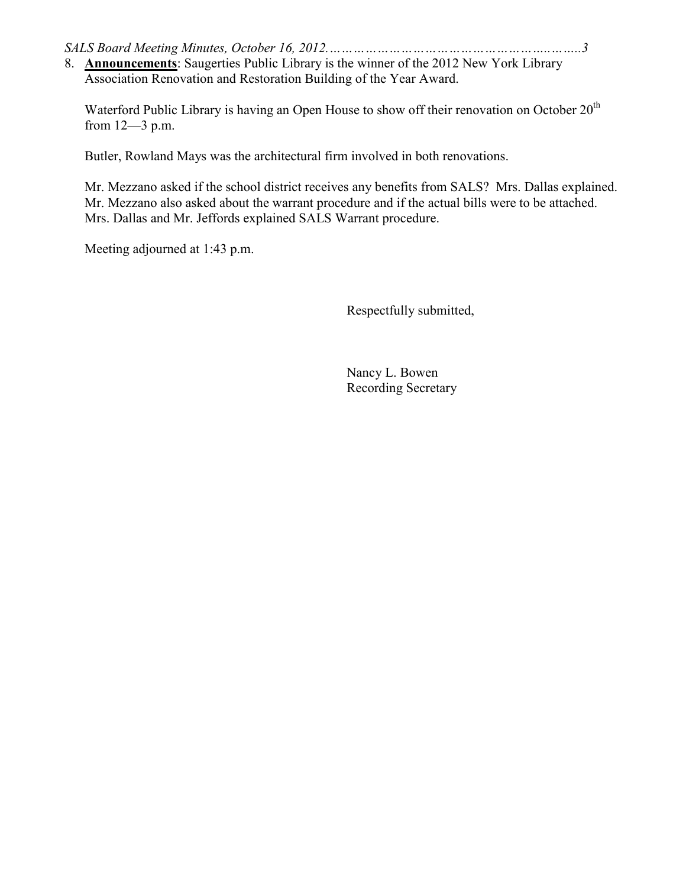8. **Announcements**: Saugerties Public Library is the winner of the 2012 New York Library Association Renovation and Restoration Building of the Year Award.

   Waterford Public Library is having an Open House to show off their renovation on October 20th from 12—3 p.m.

   Butler, Rowland Mays was the architectural firm involved in both renovations.

   Mr. Mezzano asked if the school district receives any benefits from SALS? Mrs. Dallas explained. Mr. Mezzano also asked about the warrant procedure and if the actual bills were to be attached. Mrs. Dallas and Mr. Jeffords explained SALS Warrant procedure.

   Meeting adjourned at 1:43 p.m.

Respectfully submitted,

Nancy L. Bowen
Recording Secretary